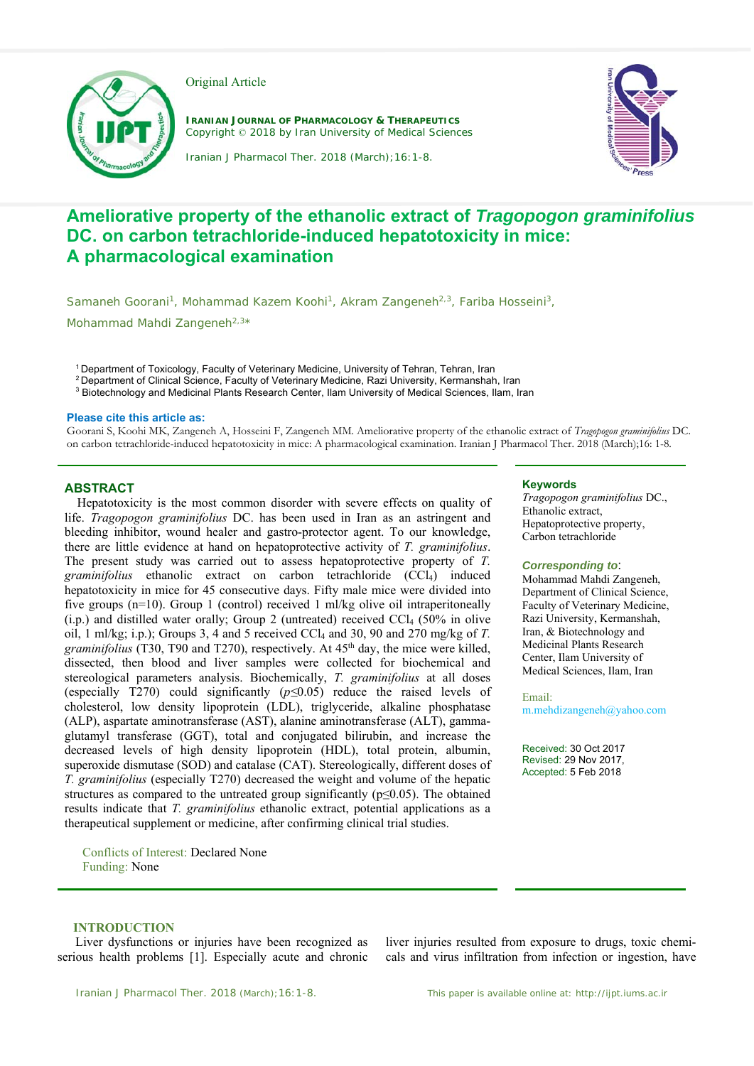Original Article

**Iranian Journal of Pharmacology & Therapeutics**
Copyright © 2018 by Iran University of Medical Sciences

Iranian J Pharmacol Ther. 2018 (March);16:1-8.

# Ameliorative property of the ethanolic extract of *Tragopogon graminifolius* DC. on carbon tetrachloride-induced hepatotoxicity in mice: A pharmacological examination

Samaneh Goorani[1], Mohammad Kazem Koohi[1], Akram Zangeneh[2,3], Fariba Hosseini[3], Mohammad Mahdi Zangeneh[2,3]*

[1] Department of Toxicology, Faculty of Veterinary Medicine, University of Tehran, Tehran, Iran
[2] Department of Clinical Science, Faculty of Veterinary Medicine, Razi University, Kermanshah, Iran
[3] Biotechnology and Medicinal Plants Research Center, Ilam University of Medical Sciences, Ilam, Iran

**Please cite this article as:**
Goorani S, Koohi MK, Zangeneh A, Hosseini F, Zangeneh MM. Ameliorative property of the ethanolic extract of *Tragopogon graminifolius* DC. on carbon tetrachloride-induced hepatotoxicity in mice: A pharmacological examination. Iranian J Pharmacol Ther. 2018 (March);16: 1-8.

## ABSTRACT

Hepatotoxicity is the most common disorder with severe effects on quality of life. *Tragopogon graminifolius* DC. has been used in Iran as an astringent and bleeding inhibitor, wound healer and gastro-protector agent. To our knowledge, there are little evidence at hand on hepatoprotective activity of *T. graminifolius*. The present study was carried out to assess hepatoprotective property of *T. graminifolius* ethanolic extract on carbon tetrachloride ($CCl_4$) induced hepatotoxicity in mice for 45 consecutive days. Fifty male mice were divided into five groups (n=10). Group 1 (control) received 1 ml/kg olive oil intraperitoneally (i.p.) and distilled water orally; Group 2 (untreated) received $CCl_4$ (50% in olive oil, 1 ml/kg; i.p.); Groups 3, 4 and 5 received $CCl_4$ and 30, 90 and 270 mg/kg of *T. graminifolius* (T30, T90 and T270), respectively. At 45[th] day, the mice were killed, dissected, then blood and liver samples were collected for biochemical and stereological parameters analysis. Biochemically, *T. graminifolius* at all doses (especially T270) could significantly ($p \leq 0.05$) reduce the raised levels of cholesterol, low density lipoprotein (LDL), triglyceride, alkaline phosphatase (ALP), aspartate aminotransferase (AST), alanine aminotransferase (ALT), gamma-glutamyl transferase (GGT), total and conjugated bilirubin, and increase the decreased levels of high density lipoprotein (HDL), total protein, albumin, superoxide dismutase (SOD) and catalase (CAT). Stereologically, different doses of *T. graminifolius* (especially T270) decreased the weight and volume of the hepatic structures as compared to the untreated group significantly ($p \leq 0.05$). The obtained results indicate that *T. graminifolius* ethanolic extract, potential applications as a therapeutic supplement or medicine, after confirming clinical trial studies.

Conflicts of Interest: Declared None
Funding: None

**Keywords**
*Tragopogon graminifolius* DC., Ethanolic extract, Hepatoprotective property, Carbon tetrachloride

***Corresponding to***:
Mohammad Mahdi Zangeneh, Department of Clinical Science, Faculty of Veterinary Medicine, Razi University, Kermanshah, Iran, & Biotechnology and Medicinal Plants Research Center, Ilam University of Medical Sciences, Ilam, Iran

Email:
m.mehdizangeneh@yahoo.com

Received: 30 Oct 2017
Revised: 29 Nov 2017,
Accepted: 5 Feb 2018

## INTRODUCTION

Liver dysfunctions or injuries have been recognized as serious health problems [1]. Especially acute and chronic liver injuries resulted from exposure to drugs, toxic chemicals and virus infiltration from infection or ingestion, have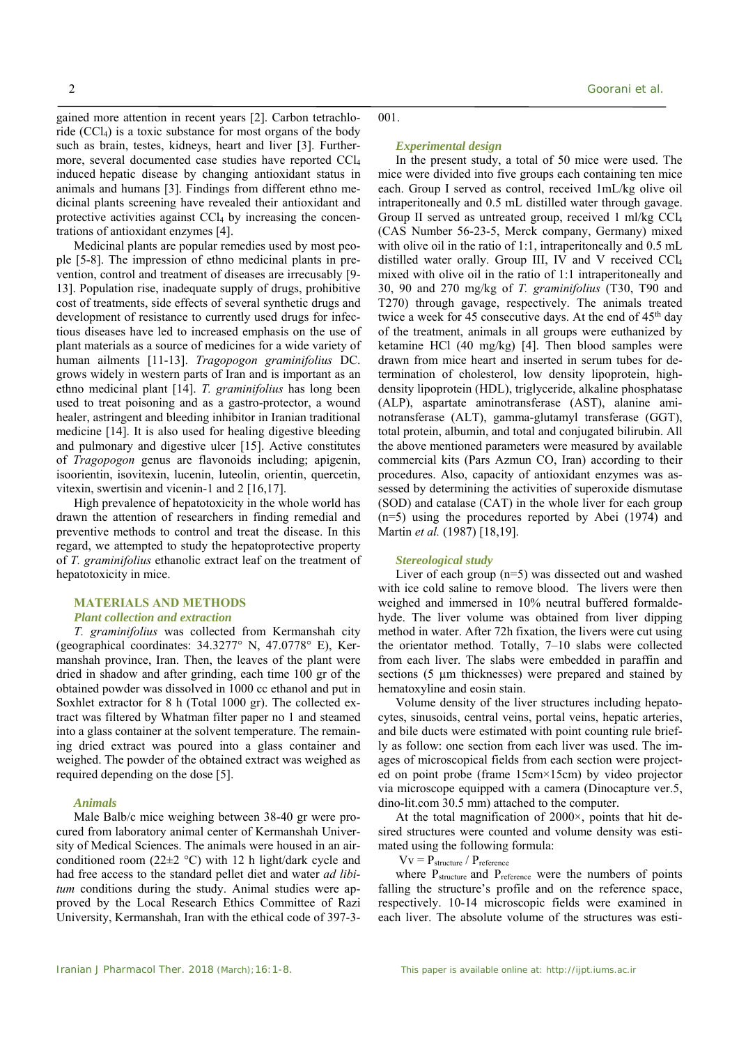gained more attention in recent years [2]. Carbon tetrachloride ($CCl_4$) is a toxic substance for most organs of the body such as brain, testes, kidneys, heart and liver [3]. Furthermore, several documented case studies have reported $CCl_4$ induced hepatic disease by changing antioxidant status in animals and humans [3]. Findings from different ethno medicinal plants screening have revealed their antioxidant and protective activities against $CCl_4$ by increasing the concentrations of antioxidant enzymes [4].

Medicinal plants are popular remedies used by most people [5-8]. The impression of ethno medicinal plants in prevention, control and treatment of diseases are irrecusably [9-13]. Population rise, inadequate supply of drugs, prohibitive cost of treatments, side effects of several synthetic drugs and development of resistance to currently used drugs for infectious diseases have led to increased emphasis on the use of plant materials as a source of medicines for a wide variety of human ailments [11-13]. *Tragopogon graminifolius* DC. grows widely in western parts of Iran and is important as an ethno medicinal plant [14]. *T. graminifolius* has long been used to treat poisoning and as a gastro-protector, a wound healer, astringent and bleeding inhibitor in Iranian traditional medicine [14]. It is also used for healing digestive bleeding and pulmonary and digestive ulcer [15]. Active constitutes of *Tragopogon* genus are flavonoids including; apigenin, isoorientin, isovitexin, lucenin, luteolin, orientin, quercetin, vitexin, swertisin and vicenin-1 and 2 [16,17].

High prevalence of hepatotoxicity in the whole world has drawn the attention of researchers in finding remedial and preventive methods to control and treat the disease. In this regard, we attempted to study the hepatoprotective property of *T. graminifolius* ethanolic extract leaf on the treatment of hepatotoxicity in mice.

## MATERIALS AND METHODS

### Plant collection and extraction

*T. graminifolius* was collected from Kermanshah city (geographical coordinates: 34.3277° N, 47.0778° E), Kermanshah province, Iran. Then, the leaves of the plant were dried in shadow and after grinding, each time 100 gr of the obtained powder was dissolved in 1000 cc ethanol and put in Soxhlet extractor for 8 h (Total 1000 gr). The collected extract was filtered by Whatman filter paper no 1 and steamed into a glass container at the solvent temperature. The remaining dried extract was poured into a glass container and weighed. The powder of the obtained extract was weighed as required depending on the dose [5].

### Animals

Male Balb/c mice weighing between 38-40 gr were procured from laboratory animal center of Kermanshah University of Medical Sciences. The animals were housed in an air-conditioned room (22±2 °C) with 12 h light/dark cycle and had free access to the standard pellet diet and water *ad libitum* conditions during the study. Animal studies were approved by the Local Research Ethics Committee of Razi University, Kermanshah, Iran with the ethical code of 397-3-001.

### Experimental design

In the present study, a total of 50 mice were used. The mice were divided into five groups each containing ten mice each. Group I served as control, received 1mL/kg olive oil intraperitoneally and 0.5 mL distilled water through gavage. Group II served as untreated group, received 1 ml/kg $CCl_4$ (CAS Number 56-23-5, Merck company, Germany) mixed with olive oil in the ratio of 1:1, intraperitoneally and 0.5 mL distilled water orally. Group III, IV and V received $CCl_4$ mixed with olive oil in the ratio of 1:1 intraperitoneally and 30, 90 and 270 mg/kg of *T. graminifolius* (T30, T90 and T270) through gavage, respectively. The animals treated twice a week for 45 consecutive days. At the end of 45[th] day of the treatment, animals in all groups were euthanized by ketamine HCl (40 mg/kg) [4]. Then blood samples were drawn from mice heart and inserted in serum tubes for determination of cholesterol, low density lipoprotein, high-density lipoprotein (HDL), triglyceride, alkaline phosphatase (ALP), aspartate aminotransferase (AST), alanine aminotransferase (ALT), gamma-glutamyl transferase (GGT), total protein, albumin, and total and conjugated bilirubin. All the above mentioned parameters were measured by available commercial kits (Pars Azmun CO, Iran) according to their procedures. Also, capacity of antioxidant enzymes was assessed by determining the activities of superoxide dismutase (SOD) and catalase (CAT) in the whole liver for each group (n=5) using the procedures reported by Abei (1974) and Martin *et al.* (1987) [18,19].

### Stereological study

Liver of each group (n=5) was dissected out and washed with ice cold saline to remove blood. The livers were then weighed and immersed in 10% neutral buffered formaldehyde. The liver volume was obtained from liver dipping method in water. After 72h fixation, the livers were cut using the orientator method. Totally, 7–10 slabs were collected from each liver. The slabs were embedded in paraffin and sections (5 µm thicknesses) were prepared and stained by hematoxyline and eosin stain.

Volume density of the liver structures including hepatocytes, sinusoids, central veins, portal veins, hepatic arteries, and bile ducts were estimated with point counting rule briefly as follow: one section from each liver was used. The images of microscopical fields from each section were projected on point probe (frame 15cm×15cm) by video projector via microscope equipped with a camera (Dinocapture ver.5, dino-lit.com 30.5 mm) attached to the computer.

At the total magnification of 2000×, points that hit desired structures were counted and volume density was estimated using the following formula:

$$V_v = P_{structure} / P_{reference}$$

where $P_{structure}$ and $P_{reference}$ were the numbers of points falling the structure's profile and on the reference space, respectively. 10-14 microscopic fields were examined in each liver. The absolute volume of the structures was esti-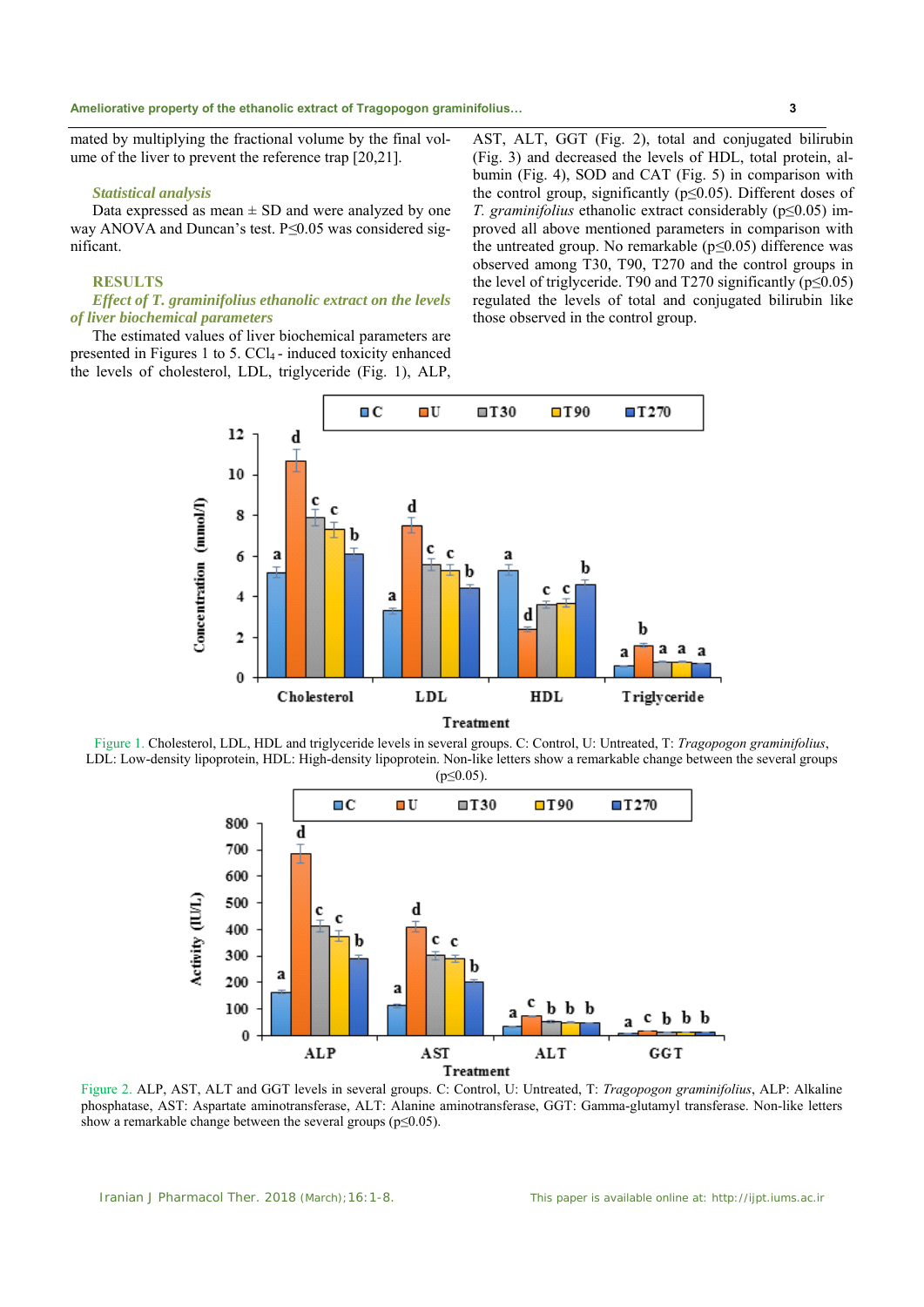mated by multiplying the fractional volume by the final volume of the liver to prevent the reference trap [20,21].

### *Statistical analysis*

Data expressed as mean ± SD and were analyzed by one way ANOVA and Duncan's test. P≤0.05 was considered significant.

## RESULTS

### *Effect of T. graminifolius ethanolic extract on the levels of liver biochemical parameters*

The estimated values of liver biochemical parameters are presented in Figures 1 to 5. $CCl_4$ - induced toxicity enhanced the levels of cholesterol, LDL, triglyceride (Fig. 1), ALP, AST, ALT, GGT (Fig. 2), total and conjugated bilirubin (Fig. 3) and decreased the levels of HDL, total protein, albumin (Fig. 4), SOD and CAT (Fig. 5) in comparison with the control group, significantly (p≤0.05). Different doses of *T. graminifolius* ethanolic extract considerably (p≤0.05) improved all above mentioned parameters in comparison with the untreated group. No remarkable (p≤0.05) difference was observed among T30, T90, T270 and the control groups in the level of triglyceride. T90 and T270 significantly (p≤0.05) regulated the levels of total and conjugated bilirubin like those observed in the control group.

Figure 1. Cholesterol, LDL, HDL and triglyceride levels in several groups. C: Control, U: Untreated, T: *Tragopogon graminifolius*, LDL: Low-density lipoprotein, HDL: High-density lipoprotein. Non-like letters show a remarkable change between the several groups (p≤0.05).

Figure 2. ALP, AST, ALT and GGT levels in several groups. C: Control, U: Untreated, T: *Tragopogon graminifolius*, ALP: Alkaline phosphatase, AST: Aspartate aminotransferase, ALT: Alanine aminotransferase, GGT: Gamma-glutamyl transferase. Non-like letters show a remarkable change between the several groups (p≤0.05).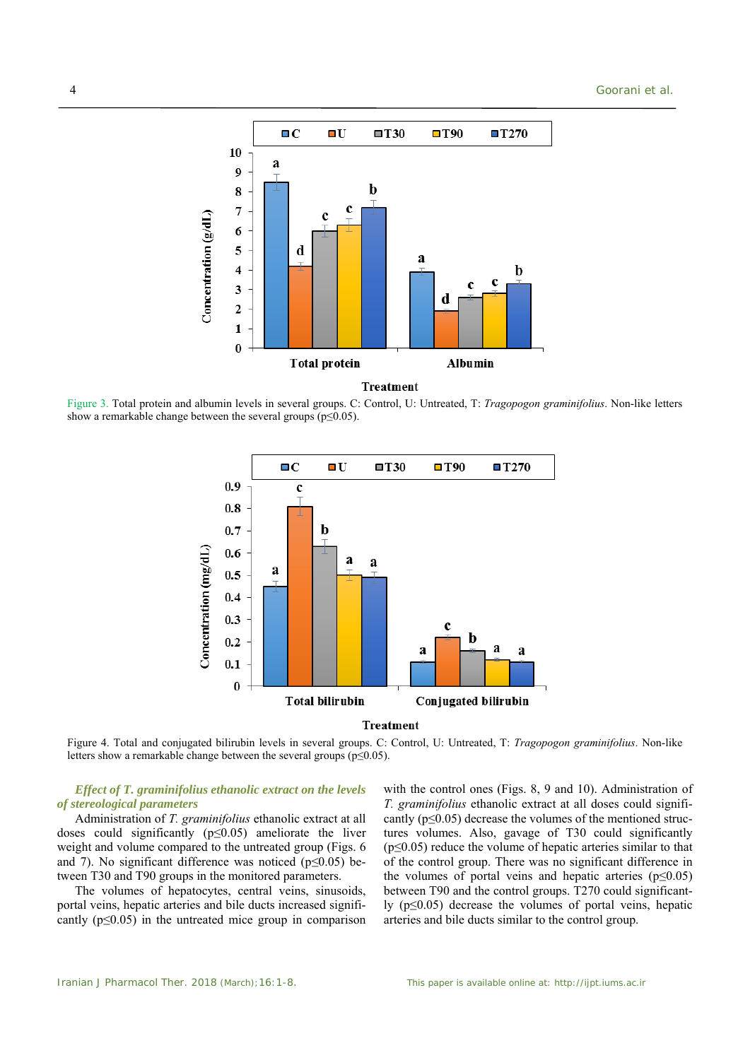Figure 3. Total protein and albumin levels in several groups. C: Control, U: Untreated, T: *Tragopogon graminifolius*. Non-like letters show a remarkable change between the several groups (p≤0.05).

Figure 4. Total and conjugated bilirubin levels in several groups. C: Control, U: Untreated, T: *Tragopogon graminifolius*. Non-like letters show a remarkable change between the several groups (p≤0.05).

### *Effect of T. graminifolius ethanolic extract on the levels of stereological parameters*

Administration of *T. graminifolius* ethanolic extract at all doses could significantly (p≤0.05) ameliorate the liver weight and volume compared to the untreated group (Figs. 6 and 7). No significant difference was noticed (p≤0.05) between T30 and T90 groups in the monitored parameters.

The volumes of hepatocytes, central veins, sinusoids, portal veins, hepatic arteries and bile ducts increased significantly (p≤0.05) in the untreated mice group in comparison with the control ones (Figs. 8, 9 and 10). Administration of *T. graminifolius* ethanolic extract at all doses could significantly (p≤0.05) decrease the volumes of the mentioned structures volumes. Also, gavage of T30 could significantly (p≤0.05) reduce the volume of hepatic arteries similar to that of the control group. There was no significant difference in the volumes of portal veins and hepatic arteries (p≤0.05) between T90 and the control groups. T270 could significantly (p≤0.05) decrease the volumes of portal veins, hepatic arteries and bile ducts similar to the control group.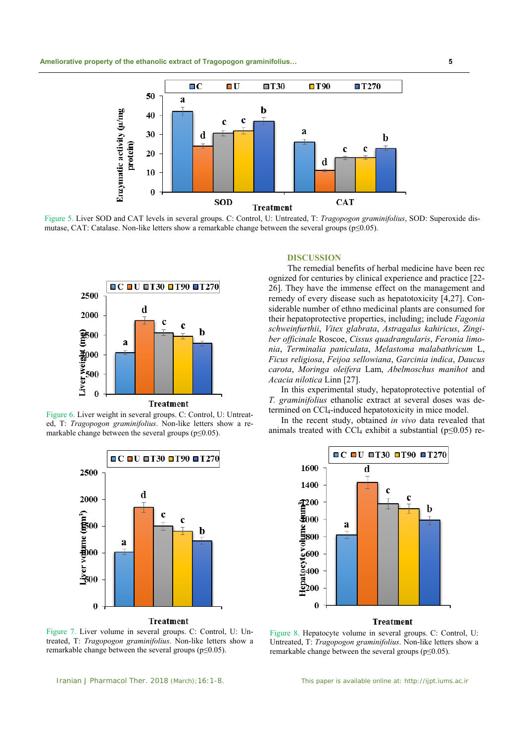Figure 5. Liver SOD and CAT levels in several groups. C: Control, U: Untreated, T: *Tragopogon graminifolius*, SOD: Superoxide dismutase, CAT: Catalase. Non-like letters show a remarkable change between the several groups ($p \leq 0.05$).

Figure 6. Liver weight in several groups. C: Control, U: Untreated, T: *Tragopogon graminifolius*. Non-like letters show a remarkable change between the several groups ($p \leq 0.05$).

Figure 7. Liver volume in several groups. C: Control, U: Untreated, T: *Tragopogon graminifolius*. Non-like letters show a remarkable change between the several groups ($p \leq 0.05$).

Figure 8. Hepatocyte volume in several groups. C: Control, U: Untreated, T: *Tragopogon graminifolius*. Non-like letters show a remarkable change between the several groups ($p \leq 0.05$).

## DISCUSSION

The remedial benefits of herbal medicine have been recognized for centuries by clinical experience and practice [22-26]. They have the immense effect on the management and remedy of every disease such as hepatotoxicity [4,27]. Considerable number of ethno medicinal plants are consumed for their hepatoprotective properties, including; include *Fagonia schweinfurthii*, *Vitex glabrata*, *Astragalus kahiricus*, *Zingiber officinale* Roscoe, *Cissus quadrangularis*, *Feronia limonia*, *Terminalia paniculata*, *Melastoma malabathricum* L, *Ficus religiosa*, *Feijoa sellowiana*, *Garcinia indica*, *Daucus carota*, *Moringa oleifera* Lam, *Abelmoschus manihot* and *Acacia nilotica* Linn [27].

In this experimental study, hepatoprotective potential of *T. graminifolius* ethanolic extract at several doses was determined on $CCl_4$-induced hepatotoxicity in mice model.

In the recent study, obtained *in vivo* data revealed that animals treated with $CCl_4$ exhibit a substantial ($p \leq 0.05$) re-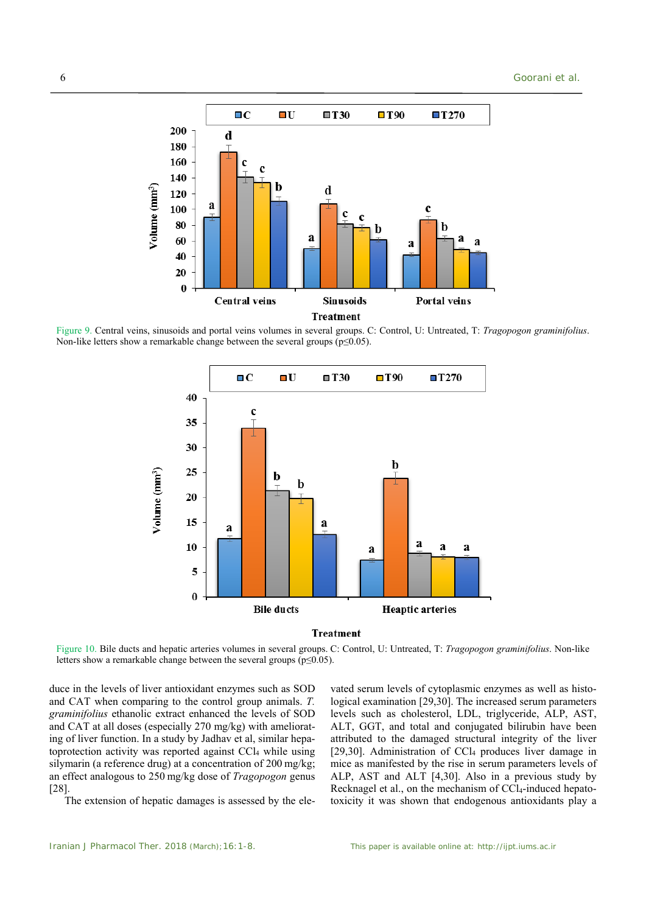Figure 9. Central veins, sinusoids and portal veins volumes in several groups. C: Control, U: Untreated, T: *Tragopogon graminifolius*. Non-like letters show a remarkable change between the several groups ($p \le 0.05$).

Figure 10. Bile ducts and hepatic arteries volumes in several groups. C: Control, U: Untreated, T: *Tragopogon graminifolius*. Non-like letters show a remarkable change between the several groups ($p \le 0.05$).

duce in the levels of liver antioxidant enzymes such as SOD and CAT when comparing to the control group animals. *T. graminifolius* ethanolic extract enhanced the levels of SOD and CAT at all doses (especially 270 mg/kg) with ameliorating of liver function. In a study by Jadhav et al, similar hepatoprotection activity was reported against $CCl_4$ while using silymarin (a reference drug) at a concentration of 200 mg/kg; an effect analogous to 250 mg/kg dose of *Tragopogon* genus [28].

The extension of hepatic damages is assessed by the elevated serum levels of cytoplasmic enzymes as well as histological examination [29,30]. The increased serum parameters levels such as cholesterol, LDL, triglyceride, ALP, AST, ALT, GGT, and total and conjugated bilirubin have been attributed to the damaged structural integrity of the liver [29,30]. Administration of $CCl_4$ produces liver damage in mice as manifested by the rise in serum parameters levels of ALP, AST and ALT [4,30]. Also in a previous study by Recknagel et al., on the mechanism of $CCl_4$-induced hepatotoxicity it was shown that endogenous antioxidants play a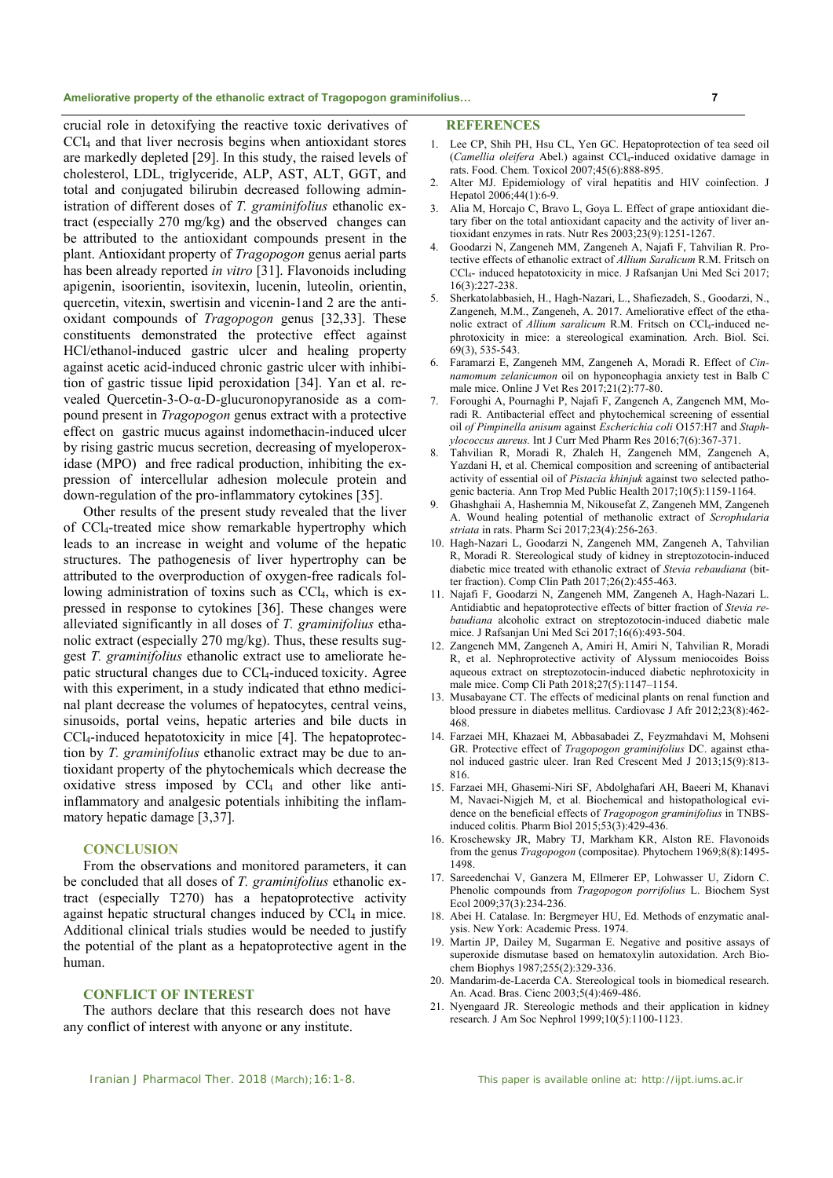crucial role in detoxifying the reactive toxic derivatives of $CCl_4$ and that liver necrosis begins when antioxidant stores are markedly depleted [29]. In this study, the raised levels of cholesterol, LDL, triglyceride, ALP, AST, ALT, GGT, and total and conjugated bilirubin decreased following administration of different doses of *T. graminifolius* ethanolic extract (especially 270 mg/kg) and the observed changes can be attributed to the antioxidant compounds present in the plant. Antioxidant property of *Tragopogon* genus aerial parts has been already reported *in vitro* [31]. Flavonoids including apigenin, isoorientin, isovitexin, lucenin, luteolin, orientin, quercetin, vitexin, swertisin and vicenin-1and 2 are the antioxidant compounds of *Tragopogon* genus [32,33]. These constituents demonstrated the protective effect against HCl/ethanol-induced gastric ulcer and healing property against acetic acid-induced chronic gastric ulcer with inhibition of gastric tissue lipid peroxidation [34]. Yan et al. revealed Quercetin-3-O-α-D-glucuronopyranoside as a compound present in *Tragopogon* genus extract with a protective effect on gastric mucus against indomethacin-induced ulcer by rising gastric mucus secretion, decreasing of myeloperoxidase (MPO) and free radical production, inhibiting the expression of intercellular adhesion molecule protein and down-regulation of the pro-inflammatory cytokines [35].

Other results of the present study revealed that the liver of $CCl_4$-treated mice show remarkable hypertrophy which leads to an increase in weight and volume of the hepatic structures. The pathogenesis of liver hypertrophy can be attributed to the overproduction of oxygen-free radicals following administration of toxins such as $CCl_4$, which is expressed in response to cytokines [36]. These changes were alleviated significantly in all doses of *T. graminifolius* ethanolic extract (especially 270 mg/kg). Thus, these results suggest *T. graminifolius* ethanolic extract use to ameliorate hepatic structural changes due to $CCl_4$-induced toxicity. Agree with this experiment, in a study indicated that ethno medicinal plant decrease the volumes of hepatocytes, central veins, sinusoids, portal veins, hepatic arteries and bile ducts in $CCl_4$-induced hepatotoxicity in mice [4]. The hepatoprotection by *T. graminifolius* ethanolic extract may be due to antioxidant property of the phytochemicals which decrease the oxidative stress imposed by $CCl_4$ and other like anti-inflammatory and analgesic potentials inhibiting the inflammatory hepatic damage [3,37].

## CONCLUSION

From the observations and monitored parameters, it can be concluded that all doses of *T. graminifolius* ethanolic extract (especially T270) has a hepatoprotective activity against hepatic structural changes induced by $CCl_4$ in mice. Additional clinical trials studies would be needed to justify the potential of the plant as a hepatoprotective agent in the human.

## CONFLICT OF INTEREST

The authors declare that this research does not have any conflict of interest with anyone or any institute.

## REFERENCES

1. Lee CP, Shih PH, Hsu CL, Yen GC. Hepatoprotection of tea seed oil (*Camellia oleifera* Abel.) against $CCl_4$-induced oxidative damage in rats. Food. Chem. Toxicol 2007;45(6):888-895.
2. Alter MJ. Epidemiology of viral hepatitis and HIV coinfection. J Hepatol 2006;44(1):6-9.
3. Alia M, Horcajo C, Bravo L, Goya L. Effect of grape antioxidant dietary fiber on the total antioxidant capacity and the activity of liver antioxidant enzymes in rats. Nutr Res 2003;23(9):1251-1267.
4. Goodarzi N, Zangeneh MM, Zangeneh A, Najafi F, Tahvilian R. Protective effects of ethanolic extract of *Allium Saralicum* R.M. Fritsch on $CCl_4$- induced hepatotoxicity in mice. J Rafsanjan Uni Med Sci 2017; 16(3):227-238.
5. Sherkatolabbasieh, H., Hagh-Nazari, L., Shafiezadeh, S., Goodarzi, N., Zangeneh, M.M., Zangeneh, A. 2017. Ameliorative effect of the ethanolic extract of *Allium saralicum* R.M. Fritsch on $CCl_4$-induced nephrotoxicity in mice: a stereological examination. Arch. Biol. Sci. 69(3), 535-543.
6. Faramarzi E, Zangeneh MM, Zangeneh A, Moradi R. Effect of *Cinnamomum zelanicumon* oil on hyponeophagia anxiety test in Balb C male mice. Online J Vet Res 2017;21(2):77-80.
7. Foroughi A, Pournaghi P, Najafi F, Zangeneh A, Zangeneh MM, Moradi R. Antibacterial effect and phytochemical screening of essential oil *of Pimpinella anisum* against *Escherichia coli* O157:H7 and *Staphylococcus aureus.* Int J Curr Med Pharm Res 2016;7(6):367-371.
8. Tahvilian R, Moradi R, Zhaleh H, Zangeneh MM, Zangeneh A, Yazdani H, et al. Chemical composition and screening of antibacterial activity of essential oil of *Pistacia khinjuk* against two selected pathogenic bacteria. Ann Trop Med Public Health 2017;10(5):1159-1164.
9. Ghashghaii A, Hashemnia M, Nikousefat Z, Zangeneh MM, Zangeneh A. Wound healing potential of methanolic extract of *Scrophularia striata* in rats. Pharm Sci 2017;23(4):256-263.
10. Hagh-Nazari L, Goodarzi N, Zangeneh MM, Zangeneh A, Tahvilian R, Moradi R. Stereological study of kidney in streptozotocin-induced diabetic mice treated with ethanolic extract of *Stevia rebaudiana* (bitter fraction). Comp Clin Path 2017;26(2):455-463.
11. Najafi F, Goodarzi N, Zangeneh MM, Zangeneh A, Hagh-Nazari L. Antidiabtic and hepatoprotective effects of bitter fraction of *Stevia rebaudiana* alcoholic extract on streptozotocin-induced diabetic male mice. J Rafsanjan Uni Med Sci 2017;16(6):493-504.
12. Zangeneh MM, Zangeneh A, Amiri H, Amiri N, Tahvilian R, Moradi R, et al. Nephroprotective activity of Alyssum meniocoides Boiss aqueous extract on streptozotocin-induced diabetic nephrotoxicity in male mice. Comp Cli Path 2018;27(5):1147–1154.
13. Musabayane CT. The effects of medicinal plants on renal function and blood pressure in diabetes mellitus. Cardiovasc J Afr 2012;23(8):462-468.
14. Farzaei MH, Khazaei M, Abbasabadei Z, Feyzmahdavi M, Mohseni GR. Protective effect of *Tragopogon graminifolius* DC. against ethanol induced gastric ulcer. Iran Red Crescent Med J 2013;15(9):813-816.
15. Farzaei MH, Ghasemi-Niri SF, Abdolghafari AH, Baeeri M, Khanavi M, Navaei-Nigjeh M, et al. Biochemical and histopathological evidence on the beneficial effects of *Tragopogon graminifolius* in TNBS-induced colitis. Pharm Biol 2015;53(3):429-436.
16. Kroschewsky JR, Mabry TJ, Markham KR, Alston RE. Flavonoids from the genus *Tragopogon* (compositae). Phytochem 1969;8(8):1495-1498.
17. Sareedenchai V, Ganzera M, Ellmerer EP, Lohwasser U, Zidorn C. Phenolic compounds from *Tragopogon porrifolius* L. Biochem Syst Ecol 2009;37(3):234-236.
18. Abei H. Catalase. In: Bergmeyer HU, Ed. Methods of enzymatic analysis. New York: Academic Press. 1974.
19. Martin JP, Dailey M, Sugarman E. Negative and positive assays of superoxide dismutase based on hematoxylin autoxidation. Arch Biochem Biophys 1987;255(2):329-336.
20. Mandarim-de-Lacerda CA. Stereological tools in biomedical research. An. Acad. Bras. Cienc 2003;5(4):469-486.
21. Nyengaard JR. Stereologic methods and their application in kidney research. J Am Soc Nephrol 1999;10(5):1100-1123.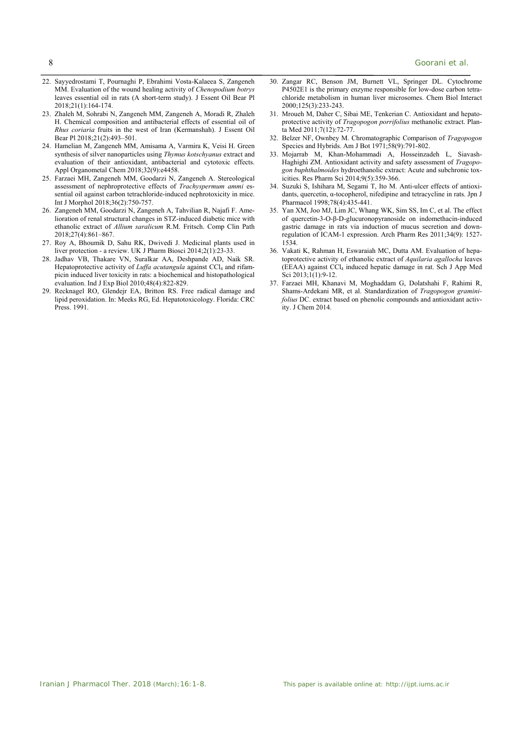22. Sayyedrostami T, Pournaghi P, Ebrahimi Vosta-Kalaeea S, Zangeneh MM. Evaluation of the wound healing activity of *Chenopodium botrys* leaves essential oil in rats (A short-term study). J Essent Oil Bear Pl 2018;21(1):164-174.
23. Zhaleh M, Sohrabi N, Zangeneh MM, Zangeneh A, Moradi R, Zhaleh H. Chemical composition and antibacterial effects of essential oil of *Rhus coriaria* fruits in the west of Iran (Kermanshah). J Essent Oil Bear Pl 2018;21(2):493–501.
24. Hamelian M, Zangeneh MM, Amisama A, Varmira K, Veisi H. Green synthesis of silver nanoparticles using *Thymus kotschyanus* extract and evaluation of their antioxidant, antibacterial and cytotoxic effects. Appl Organometal Chem 2018;32(9):e4458.
25. Farzaei MH, Zangeneh MM, Goodarzi N, Zangeneh A. Stereological assessment of nephroprotective effects of *Trachyspermum ammi* essential oil against carbon tetrachloride-induced nephrotoxicity in mice. Int J Morphol 2018;36(2):750-757.
26. Zangeneh MM, Goodarzi N, Zangeneh A, Tahvilian R, Najafi F. Amelioration of renal structural changes in STZ-induced diabetic mice with ethanolic extract of *Allium saralicum* R.M. Fritsch. Comp Clin Path 2018;27(4):861–867.
27. Roy A, Bhoumik D, Sahu RK, Dwivedi J. Medicinal plants used in liver protection - a review. UK J Pharm Biosci 2014;2(1):23-33.
28. Jadhav VB, Thakare VN, Suralkar AA, Deshpande AD, Naik SR. Hepatoprotective activity of *Luffa acutangula* against $CCl_4$ and rifampicin induced liver toxicity in rats: a biochemical and histopathological evaluation. Ind J Exp Biol 2010;48(4):822-829.
29. Recknagel RO, Glendejr EA, Britton RS. Free radical damage and lipid peroxidation. In: Meeks RG, Ed. Hepatotoxicology. Florida: CRC Press. 1991.
30. Zangar RC, Benson JM, Burnett VL, Springer DL. Cytochrome P4502E1 is the primary enzyme responsible for low-dose carbon tetrachloride metabolism in human liver microsomes. Chem Biol Interact 2000;125(3):233-243.
31. Mroueh M, Daher C, Sibai ME, Tenkerian C. Antioxidant and hepatoprotective activity of *Tragopogon porrifolius* methanolic extract. Planta Med 2011;7(12):72-77.
32. Belzer NF, Ownbey M. Chromatographic Comparison of *Tragopogon* Species and Hybrids. Am J Bot 1971;58(9):791-802.
33. Mojarrab M, Khan-Mohammadi A, Hosseinzadeh L, Siavash-Haghighi ZM. Antioxidant activity and safety assessment of *Tragopogon buphthalmoides* hydroethanolic extract: Acute and subchronic toxicities. Res Pharm Sci 2014;9(5):359-366.
34. Suzuki S, Ishihara M, Segami T, Ito M. Anti-ulcer effects of antioxidants, quercetin, α-tocopherol, nifedipine and tetracycline in rats. Jpn J Pharmacol 1998;78(4):435-441.
35. Yan XM, Joo MJ, Lim JC, Whang WK, Sim SS, Im C, et al. The effect of quercetin-3-O-β-D-glucuronopyranoside on indomethacin-induced gastric damage in rats via induction of mucus secretion and downregulation of ICAM-1 expression. Arch Pharm Res 2011;34(9): 1527-1534.
36. Vakati K, Rahman H, Eswaraiah MC, Dutta AM. Evaluation of hepatoprotective activity of ethanolic extract of *Aquilaria agallocha* leaves (EEAA) against $CCl_4$ induced hepatic damage in rat. Sch J App Med Sci 2013;1(1):9-12.
37. Farzaei MH, Khanavi M, Moghaddam G, Dolatshahi F, Rahimi R, Shams-Ardekani MR, et al. Standardization of *Tragopogon graminifolius* DC. extract based on phenolic compounds and antioxidant activity. J Chem 2014.